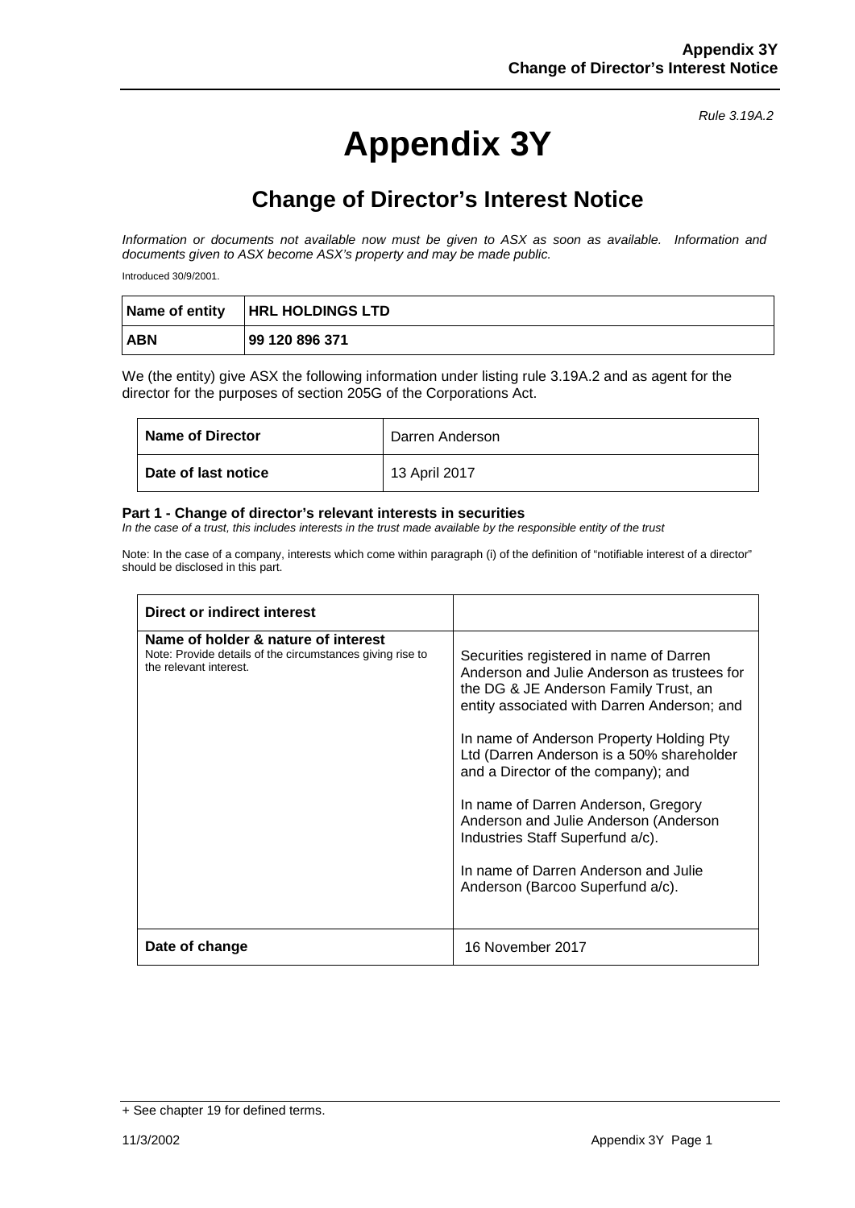*Rule 3.19A.2*

# Appendix 3Y

## Change of Director's Interest Notice

*Information or documents not available now must be given to ASX as soon as available. Information and documents given to ASX become ASX's property and may be made public.*

Introduced 30/9/2001.

| Name of entity | HRL HOLDINGS LTD |
|---|---|
| ABN | 99 120 896 371 |

We (the entity) give ASX the following information under listing rule 3.19A.2 and as agent for the director for the purposes of section 205G of the Corporations Act.

| Name of Director | Darren Anderson |
|---|---|
| Date of last notice | 13 April 2017 |

#### Part 1 - Change of director's relevant interests in securities

*In the case of a trust, this includes interests in the trust made available by the responsible entity of the trust*

Note: In the case of a company, interests which come within paragraph (i) of the definition of "notifiable interest of a director" should be disclosed in this part.

| Direct or indirect interest | |
|---|---|
| **Name of holder & nature of interest**<br>Note: Provide details of the circumstances giving rise to the relevant interest. | Securities registered in name of Darren Anderson and Julie Anderson as trustees for the DG & JE Anderson Family Trust, an entity associated with Darren Anderson; and<br><br>In name of Anderson Property Holding Pty Ltd (Darren Anderson is a 50% shareholder and a Director of the company); and<br><br>In name of Darren Anderson, Gregory Anderson and Julie Anderson (Anderson Industries Staff Superfund a/c).<br><br>In name of Darren Anderson and Julie Anderson (Barcoo Superfund a/c). |
| **Date of change** | 16 November 2017 |

+ See chapter 19 for defined terms.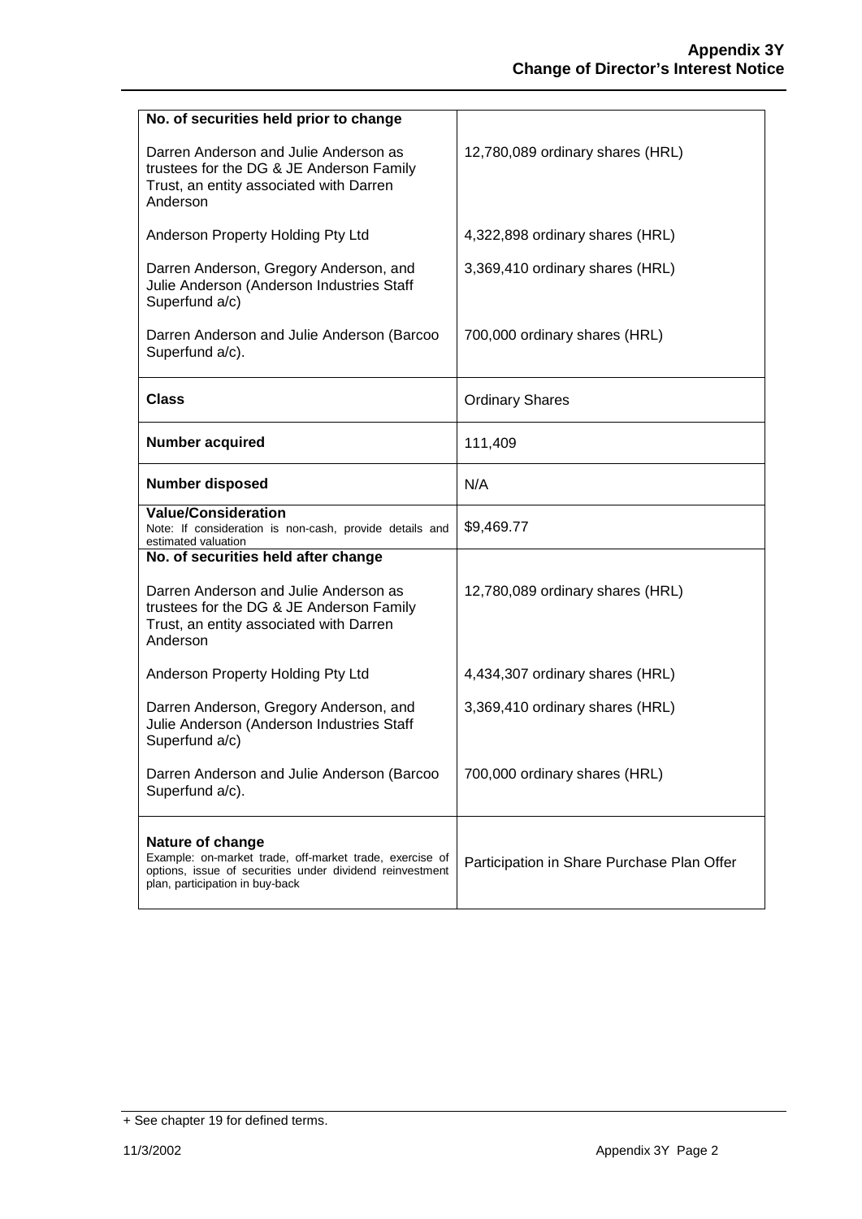| | |
|---|---|
| **No. of securities held prior to change**<br><br>Darren Anderson and Julie Anderson as trustees for the DG & JE Anderson Family Trust, an entity associated with Darren Anderson<br><br>Anderson Property Holding Pty Ltd<br><br>Darren Anderson, Gregory Anderson, and Julie Anderson (Anderson Industries Staff Superfund a/c)<br><br>Darren Anderson and Julie Anderson (Barcoo Superfund a/c). | <br><br>12,780,089 ordinary shares (HRL)<br><br>4,322,898 ordinary shares (HRL)<br><br>3,369,410 ordinary shares (HRL)<br><br>700,000 ordinary shares (HRL) |
| **Class** | Ordinary Shares |
| **Number acquired** | 111,409 |
| **Number disposed** | N/A |
| **Value/Consideration**<br>Note: If consideration is non-cash, provide details and estimated valuation | $9,469.77 |
| **No. of securities held after change**<br><br>Darren Anderson and Julie Anderson as trustees for the DG & JE Anderson Family Trust, an entity associated with Darren Anderson<br><br>Anderson Property Holding Pty Ltd<br><br>Darren Anderson, Gregory Anderson, and Julie Anderson (Anderson Industries Staff Superfund a/c)<br><br>Darren Anderson and Julie Anderson (Barcoo Superfund a/c). | <br><br>12,780,089 ordinary shares (HRL)<br><br>4,434,307 ordinary shares (HRL)<br><br>3,369,410 ordinary shares (HRL)<br><br>700,000 ordinary shares (HRL) |
| **Nature of change**<br>Example: on-market trade, off-market trade, exercise of options, issue of securities under dividend reinvestment plan, participation in buy-back | Participation in Share Purchase Plan Offer |

+ See chapter 19 for defined terms.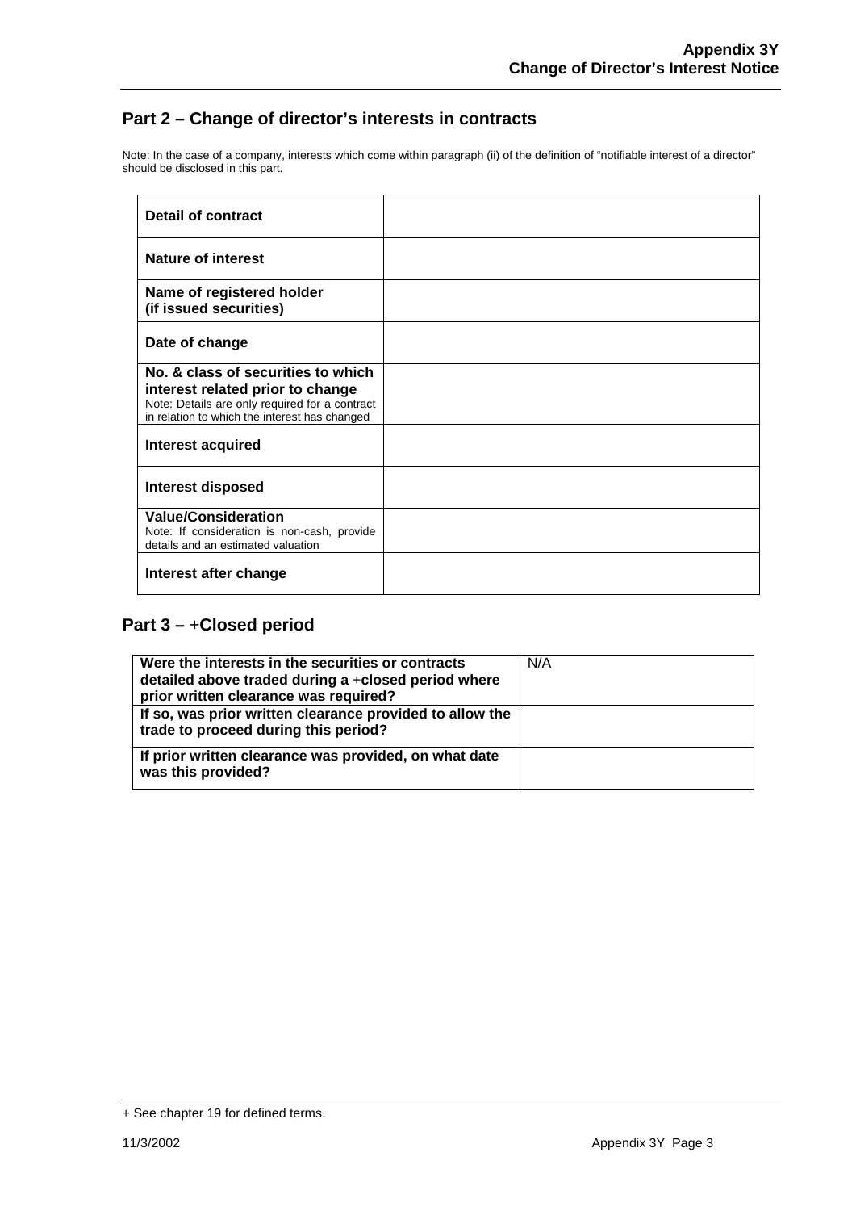## Part 2 – Change of director's interests in contracts

Note: In the case of a company, interests which come within paragraph (ii) of the definition of "notifiable interest of a director" should be disclosed in this part.

| | |
|---|---|
| **Detail of contract** | |
| **Nature of interest** | |
| **Name of registered holder (if issued securities)** | |
| **Date of change** | |
| **No. & class of securities to which interest related prior to change** Note: Details are only required for a contract in relation to which the interest has changed | |
| **Interest acquired** | |
| **Interest disposed** | |
| **Value/Consideration** Note: If consideration is non-cash, provide details and an estimated valuation | |
| **Interest after change** | |

## Part 3 – +Closed period

| | |
|---|---|
| **Were the interests in the securities or contracts detailed above traded during a +closed period where prior written clearance was required?** | N/A |
| **If so, was prior written clearance provided to allow the trade to proceed during this period?** | |
| **If prior written clearance was provided, on what date was this provided?** | |

+ See chapter 19 for defined terms.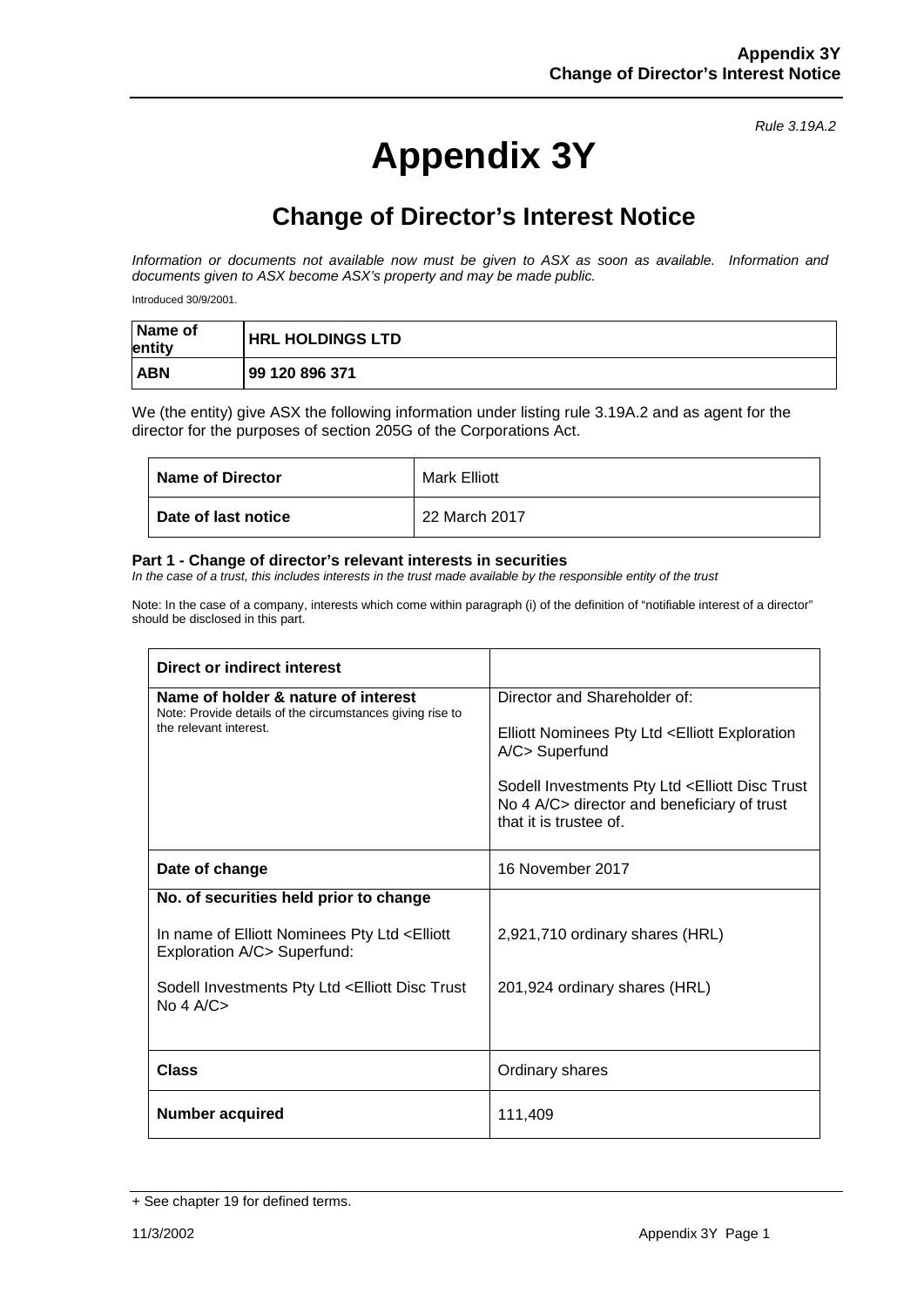*Rule 3.19A.2*

# Appendix 3Y

## Change of Director's Interest Notice

*Information or documents not available now must be given to ASX as soon as available. Information and documents given to ASX become ASX's property and may be made public.*

Introduced 30/9/2001.

| Name of entity | HRL HOLDINGS LTD |
|---|---|
| ABN | 99 120 896 371 |

We (the entity) give ASX the following information under listing rule 3.19A.2 and as agent for the director for the purposes of section 205G of the Corporations Act.

| Name of Director | Mark Elliott |
|---|---|
| Date of last notice | 22 March 2017 |

#### Part 1 - Change of director's relevant interests in securities

*In the case of a trust, this includes interests in the trust made available by the responsible entity of the trust*

Note: In the case of a company, interests which come within paragraph (i) of the definition of "notifiable interest of a director" should be disclosed in this part.

| Direct or indirect interest | |
|---|---|
| **Name of holder & nature of interest**<br>Note: Provide details of the circumstances giving rise to the relevant interest. | Director and Shareholder of:<br><br>Elliott Nominees Pty Ltd <Elliott Exploration A/C> Superfund<br><br>Sodell Investments Pty Ltd <Elliott Disc Trust No 4 A/C> director and beneficiary of trust that it is trustee of. |
| **Date of change** | 16 November 2017 |
| **No. of securities held prior to change**<br><br>In name of Elliott Nominees Pty Ltd <Elliott Exploration A/C> Superfund:<br><br>Sodell Investments Pty Ltd <Elliott Disc Trust No 4 A/C> | <br><br>2,921,710 ordinary shares (HRL)<br><br>201,924 ordinary shares (HRL) |
| **Class** | Ordinary shares |
| **Number acquired** | 111,409 |

+ See chapter 19 for defined terms.

11/3/2002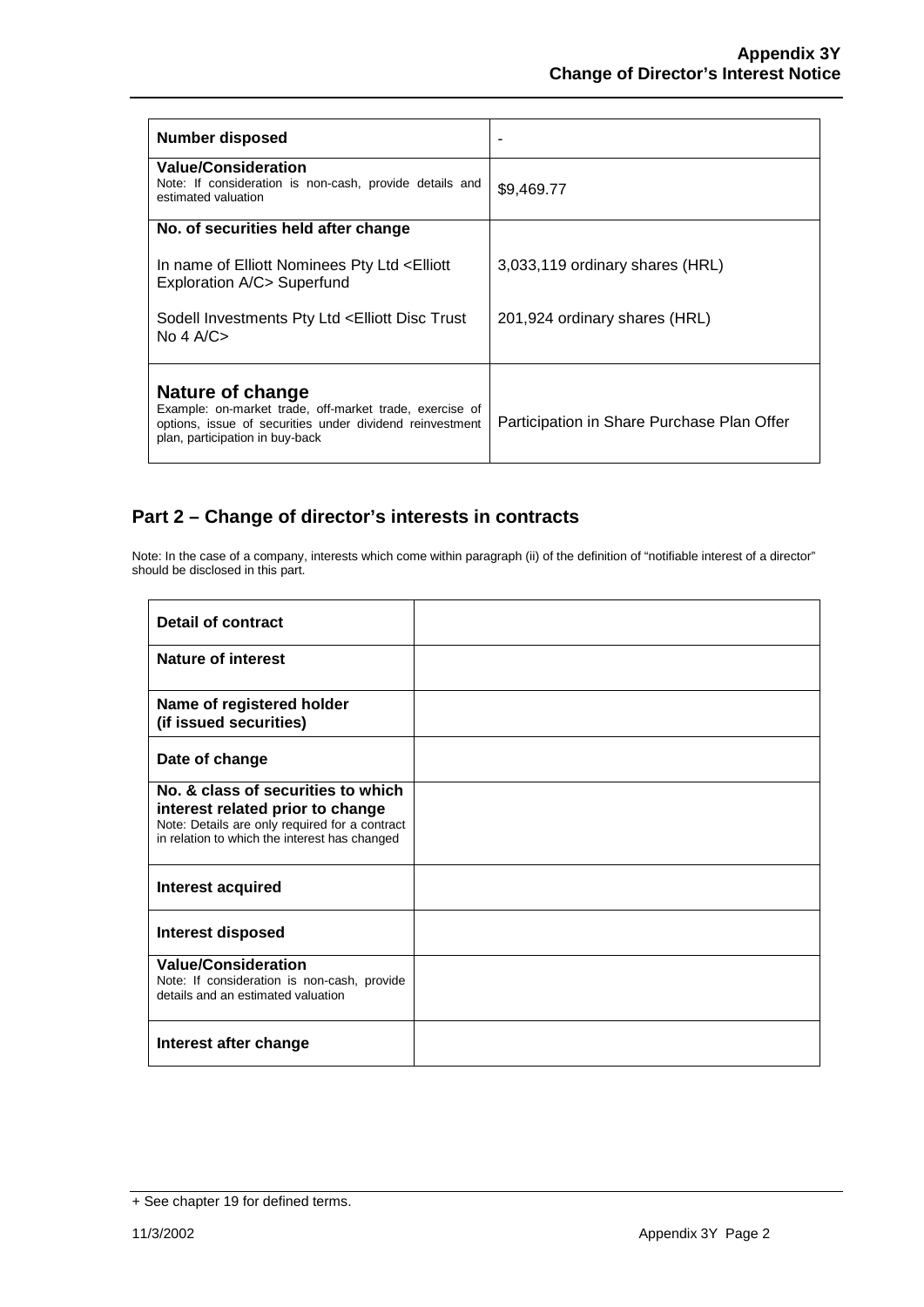| Number disposed | - |
|---|---|
| **Value/Consideration**<br>Note: If consideration is non-cash, provide details and estimated valuation | $9,469.77 |
| **No. of securities held after change**<br><br>In name of Elliott Nominees Pty Ltd <Elliott Exploration A/C> Superfund<br><br>Sodell Investments Pty Ltd <Elliott Disc Trust No 4 A/C> | <br><br>3,033,119 ordinary shares (HRL)<br><br>201,924 ordinary shares (HRL) |
| **Nature of change**<br>Example: on-market trade, off-market trade, exercise of options, issue of securities under dividend reinvestment plan, participation in buy-back | Participation in Share Purchase Plan Offer |

## Part 2 – Change of director's interests in contracts

Note: In the case of a company, interests which come within paragraph (ii) of the definition of "notifiable interest of a director" should be disclosed in this part.

| Detail of contract | |
|---|---|
| **Nature of interest** | |
| **Name of registered holder (if issued securities)** | |
| **Date of change** | |
| **No. & class of securities to which interest related prior to change**<br>Note: Details are only required for a contract in relation to which the interest has changed | |
| **Interest acquired** | |
| **Interest disposed** | |
| **Value/Consideration**<br>Note: If consideration is non-cash, provide details and an estimated valuation | |
| **Interest after change** | |

+ See chapter 19 for defined terms.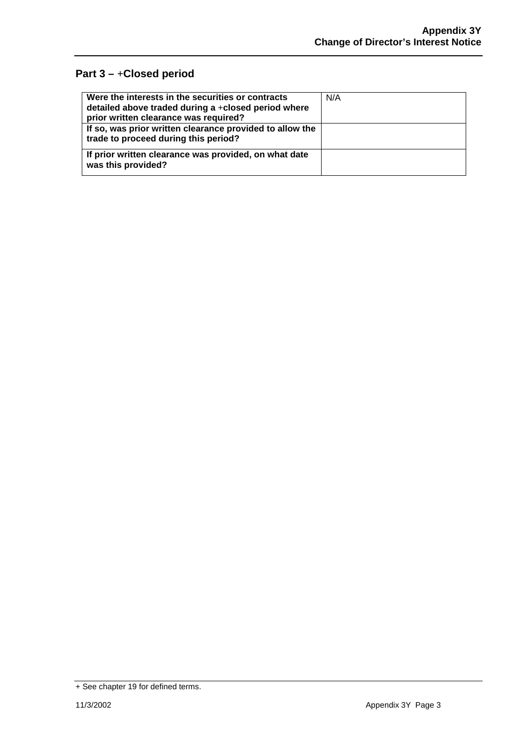## Part 3 – +Closed period

| | |
|---|---|
| **Were the interests in the securities or contracts detailed above traded during a +closed period where prior written clearance was required?** | N/A |
| **If so, was prior written clearance provided to allow the trade to proceed during this period?** | |
| **If prior written clearance was provided, on what date was this provided?** | |

+ See chapter 19 for defined terms.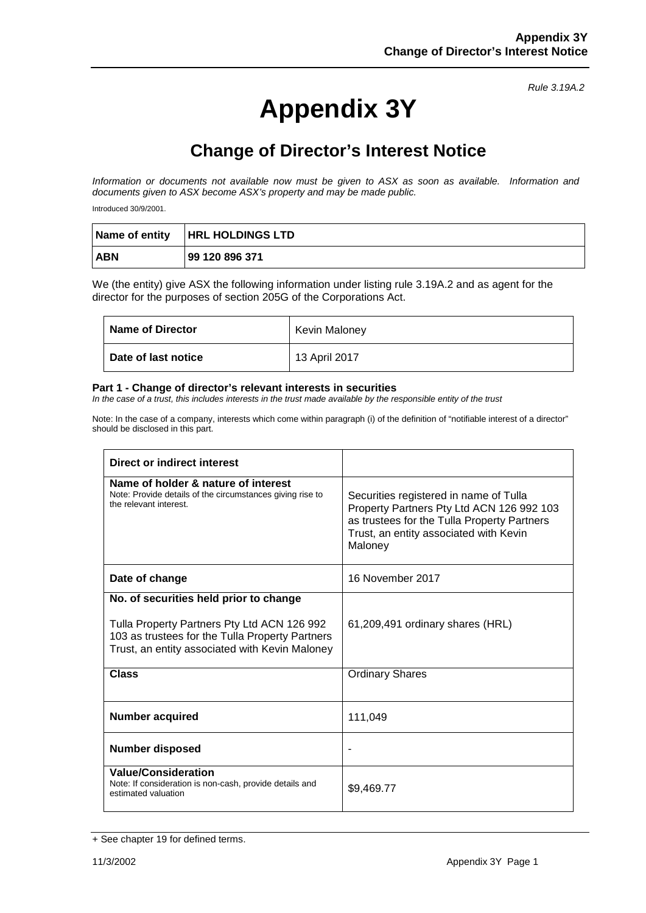*Rule 3.19A.2*

# Appendix 3Y

## Change of Director's Interest Notice

*Information or documents not available now must be given to ASX as soon as available. Information and documents given to ASX become ASX's property and may be made public.*

Introduced 30/9/2001.

| Name of entity | HRL HOLDINGS LTD |
|---|---|
| ABN | 99 120 896 371 |

We (the entity) give ASX the following information under listing rule 3.19A.2 and as agent for the director for the purposes of section 205G of the Corporations Act.

| Name of Director | Kevin Maloney |
|---|---|
| Date of last notice | 13 April 2017 |

### Part 1 - Change of director's relevant interests in securities

*In the case of a trust, this includes interests in the trust made available by the responsible entity of the trust*

Note: In the case of a company, interests which come within paragraph (i) of the definition of "notifiable interest of a director" should be disclosed in this part.

| Direct or indirect interest | |
|---|---|
| **Name of holder & nature of interest**<br>Note: Provide details of the circumstances giving rise to the relevant interest. | Securities registered in name of Tulla Property Partners Pty Ltd ACN 126 992 103 as trustees for the Tulla Property Partners Trust, an entity associated with Kevin Maloney |
| **Date of change** | 16 November 2017 |
| **No. of securities held prior to change**<br><br>Tulla Property Partners Pty Ltd ACN 126 992 103 as trustees for the Tulla Property Partners Trust, an entity associated with Kevin Maloney | 61,209,491 ordinary shares (HRL) |
| **Class** | Ordinary Shares |
| **Number acquired** | 111,049 |
| **Number disposed** | - |
| **Value/Consideration**<br>Note: If consideration is non-cash, provide details and estimated valuation | $9,469.77 |

+ See chapter 19 for defined terms.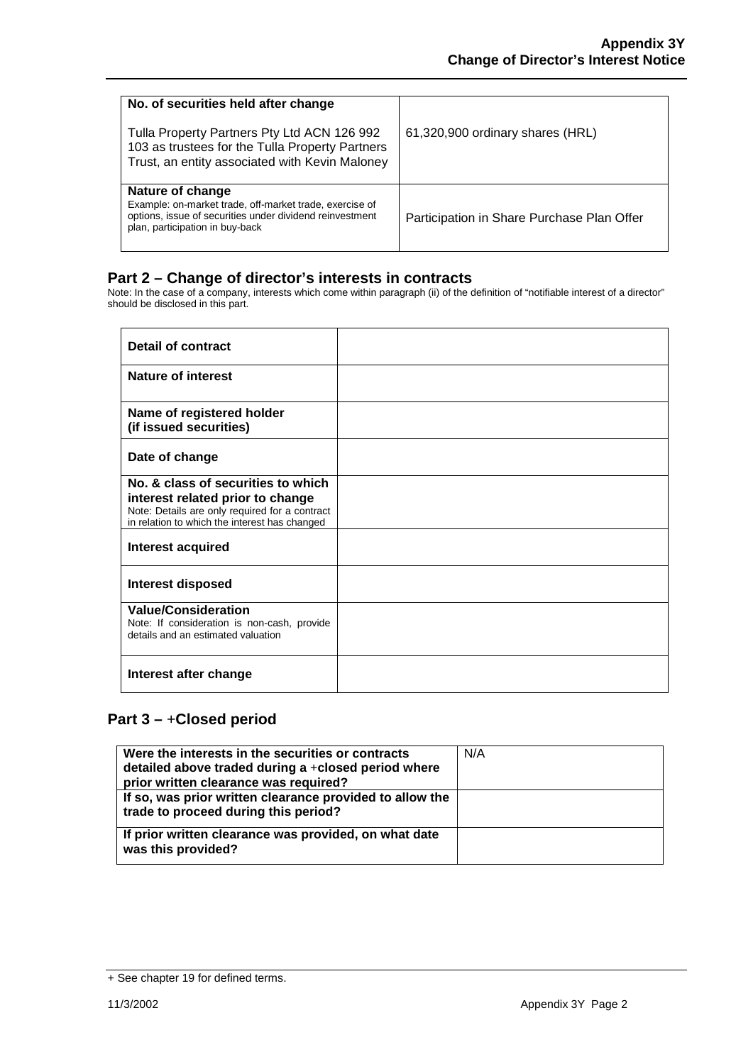| No. of securities held after change<br><br>Tulla Property Partners Pty Ltd ACN 126 992 103 as trustees for the Tulla Property Partners Trust, an entity associated with Kevin Maloney | 61,320,900 ordinary shares (HRL) |
|---|---|
| **Nature of change**<br>Example: on-market trade, off-market trade, exercise of options, issue of securities under dividend reinvestment plan, participation in buy-back | Participation in Share Purchase Plan Offer |

## Part 2 – Change of director's interests in contracts

Note: In the case of a company, interests which come within paragraph (ii) of the definition of "notifiable interest of a director" should be disclosed in this part.

| **Detail of contract** | |
|---|---|
| **Nature of interest** | |
| **Name of registered holder (if issued securities)** | |
| **Date of change** | |
| **No. & class of securities to which interest related prior to change**<br>Note: Details are only required for a contract in relation to which the interest has changed | |
| **Interest acquired** | |
| **Interest disposed** | |
| **Value/Consideration**<br>Note: If consideration is non-cash, provide details and an estimated valuation | |
| **Interest after change** | |

## Part 3 – +Closed period

| **Were the interests in the securities or contracts detailed above traded during a +closed period where prior written clearance was required?** | N/A |
|---|---|
| **If so, was prior written clearance provided to allow the trade to proceed during this period?** | |
| **If prior written clearance was provided, on what date was this provided?** | |

+ See chapter 19 for defined terms.

11/3/2002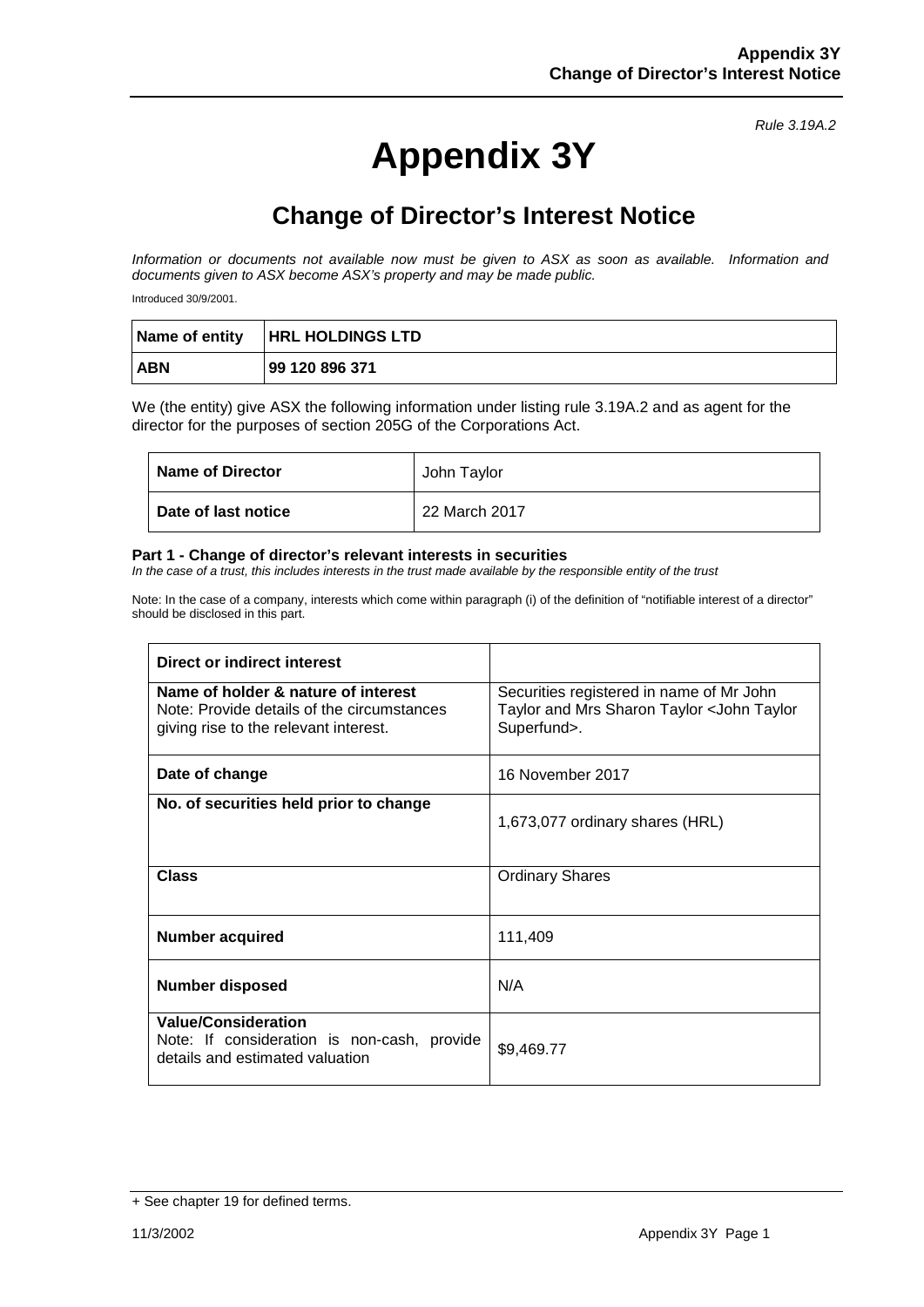*Rule 3.19A.2*

# Appendix 3Y

## Change of Director's Interest Notice

*Information or documents not available now must be given to ASX as soon as available. Information and documents given to ASX become ASX's property and may be made public.*

Introduced 30/9/2001.

| Name of entity | HRL HOLDINGS LTD |
|---|---|
| ABN | 99 120 896 371 |

We (the entity) give ASX the following information under listing rule 3.19A.2 and as agent for the director for the purposes of section 205G of the Corporations Act.

| Name of Director | John Taylor |
|---|---|
| Date of last notice | 22 March 2017 |

#### Part 1 - Change of director's relevant interests in securities

*In the case of a trust, this includes interests in the trust made available by the responsible entity of the trust*

Note: In the case of a company, interests which come within paragraph (i) of the definition of "notifiable interest of a director" should be disclosed in this part.

| Direct or indirect interest | |
|---|---|
| **Name of holder & nature of interest**<br>Note: Provide details of the circumstances giving rise to the relevant interest. | Securities registered in name of Mr John Taylor and Mrs Sharon Taylor <John Taylor Superfund>. |
| **Date of change** | 16 November 2017 |
| **No. of securities held prior to change** | 1,673,077 ordinary shares (HRL) |
| **Class** | Ordinary Shares |
| **Number acquired** | 111,409 |
| **Number disposed** | N/A |
| **Value/Consideration**<br>Note: If consideration is non-cash, provide details and estimated valuation | $9,469.77 |

+ See chapter 19 for defined terms.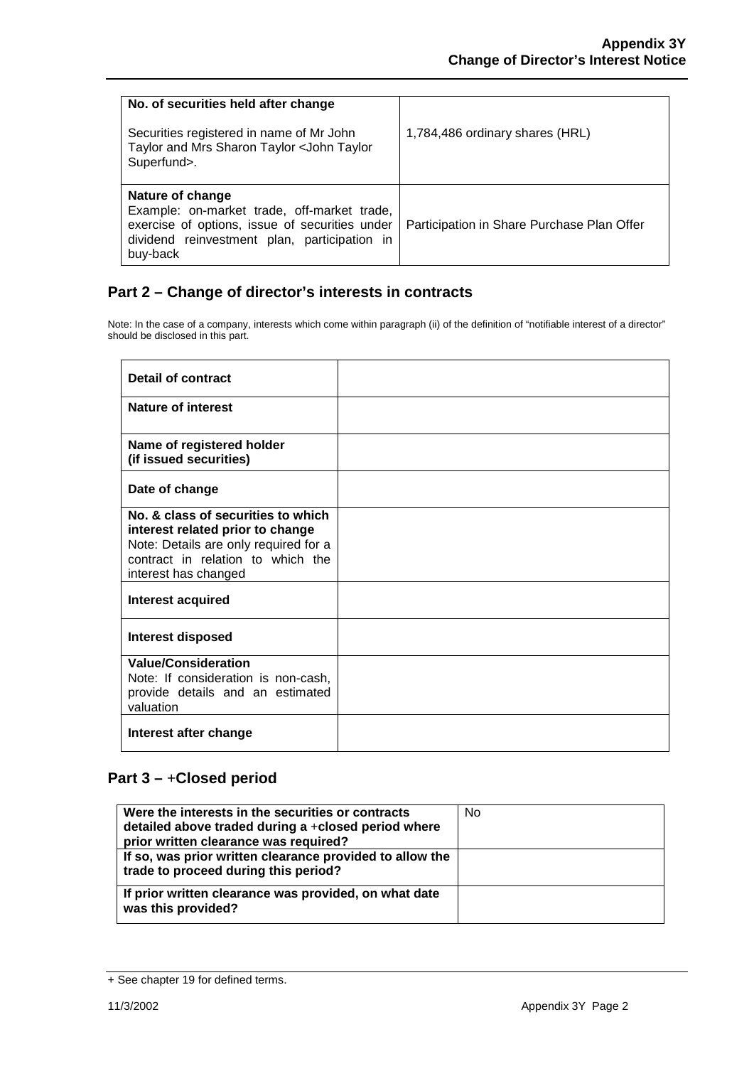| | |
|---|---|
| **No. of securities held after change**<br><br>Securities registered in name of Mr John Taylor and Mrs Sharon Taylor <John Taylor Superfund>. | 1,784,486 ordinary shares (HRL) |
| **Nature of change**<br>Example: on-market trade, off-market trade, exercise of options, issue of securities under dividend reinvestment plan, participation in buy-back | Participation in Share Purchase Plan Offer |

## Part 2 – Change of director's interests in contracts

Note: In the case of a company, interests which come within paragraph (ii) of the definition of "notifiable interest of a director" should be disclosed in this part.

| | |
|---|---|
| **Detail of contract** | |
| **Nature of interest** | |
| **Name of registered holder (if issued securities)** | |
| **Date of change** | |
| **No. & class of securities to which interest related prior to change**<br>Note: Details are only required for a contract in relation to which the interest has changed | |
| **Interest acquired** | |
| **Interest disposed** | |
| **Value/Consideration**<br>Note: If consideration is non-cash, provide details and an estimated valuation | |
| **Interest after change** | |

## Part 3 – +Closed period

| | |
|---|---|
| **Were the interests in the securities or contracts detailed above traded during a +closed period where prior written clearance was required?** | No |
| **If so, was prior written clearance provided to allow the trade to proceed during this period?** | |
| **If prior written clearance was provided, on what date was this provided?** | |

+ See chapter 19 for defined terms.